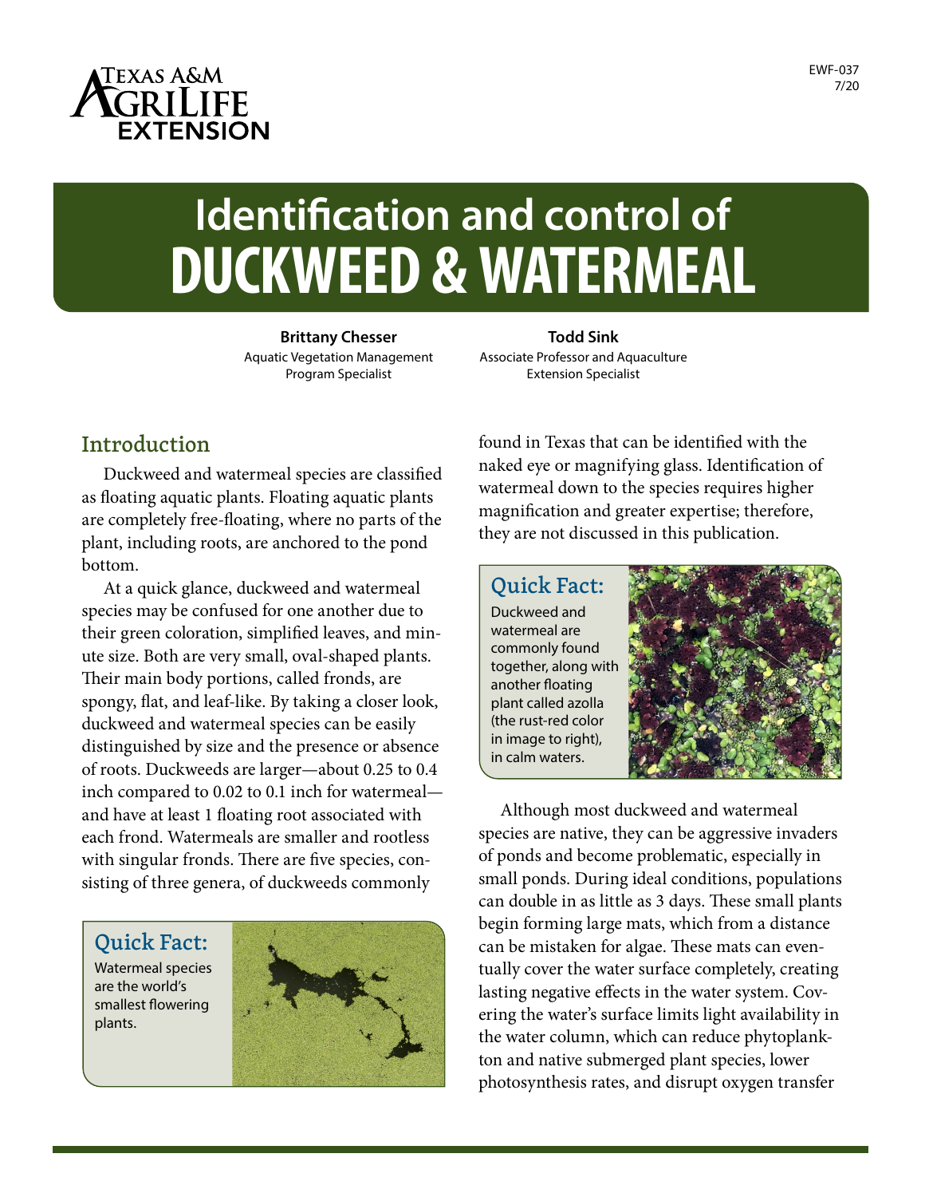# Identification and control of DUCKWEED & WATERMEAL

**Brittany Chesser**
Aquatic Vegetation Management Program Specialist

**Todd Sink**
Associate Professor and Aquaculture Extension Specialist

## Introduction

Duckweed and watermeal species are classified as floating aquatic plants. Floating aquatic plants are completely free-floating, where no parts of the plant, including roots, are anchored to the pond bottom.

At a quick glance, duckweed and watermeal species may be confused for one another due to their green coloration, simplified leaves, and minute size. Both are very small, oval-shaped plants. Their main body portions, called fronds, are spongy, flat, and leaf-like. By taking a closer look, duckweed and watermeal species can be easily distinguished by size and the presence or absence of roots. Duckweeds are larger—about 0.25 to 0.4 inch compared to 0.02 to 0.1 inch for watermeal—and have at least 1 floating root associated with each frond. Watermeals are smaller and rootless with singular fronds. There are five species, consisting of three genera, of duckweeds commonly found in Texas that can be identified with the naked eye or magnifying glass. Identification of watermeal down to the species requires higher magnification and greater expertise; therefore, they are not discussed in this publication.

### Quick Fact:

Watermeal species are the world's smallest flowering plants.

### Quick Fact:

Duckweed and watermeal are commonly found together, along with another floating plant called azolla (the rust-red color in image to right), in calm waters.

Although most duckweed and watermeal species are native, they can be aggressive invaders of ponds and become problematic, especially in small ponds. During ideal conditions, populations can double in as little as 3 days. These small plants begin forming large mats, which from a distance can be mistaken for algae. These mats can eventually cover the water surface completely, creating lasting negative effects in the water system. Covering the water's surface limits light availability in the water column, which can reduce phytoplankton and native submerged plant species, lower photosynthesis rates, and disrupt oxygen transfer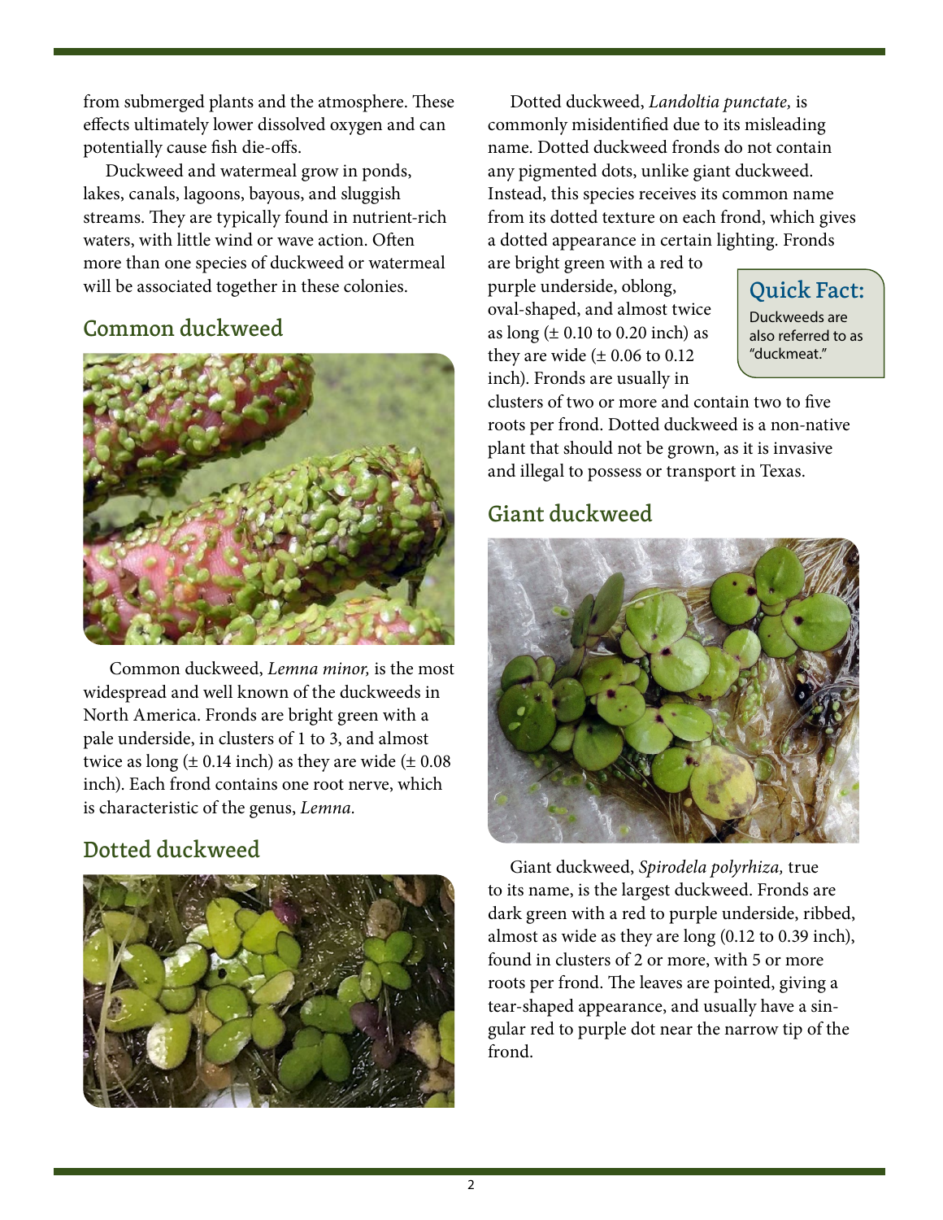from submerged plants and the atmosphere. These effects ultimately lower dissolved oxygen and can potentially cause fish die-offs.

Duckweed and watermeal grow in ponds, lakes, canals, lagoons, bayous, and sluggish streams. They are typically found in nutrient-rich waters, with little wind or wave action. Often more than one species of duckweed or watermeal will be associated together in these colonies.

## Common duckweed

Common duckweed, *Lemna minor,* is the most widespread and well known of the duckweeds in North America. Fronds are bright green with a pale underside, in clusters of 1 to 3, and almost twice as long (± 0.14 inch) as they are wide (± 0.08 inch). Each frond contains one root nerve, which is characteristic of the genus, *Lemna.*

## Dotted duckweed

Dotted duckweed, *Landoltia punctate,* is commonly misidentified due to its misleading name. Dotted duckweed fronds do not contain any pigmented dots, unlike giant duckweed. Instead, this species receives its common name from its dotted texture on each frond, which gives a dotted appearance in certain lighting. Fronds are bright green with a red to purple underside, oblong, oval-shaped, and almost twice as long (± 0.10 to 0.20 inch) as they are wide (± 0.06 to 0.12 inch). Fronds are usually in clusters of two or more and contain two to five roots per frond. Dotted duckweed is a non-native plant that should not be grown, as it is invasive and illegal to possess or transport in Texas.

> **Quick Fact:**
> Duckweeds are also referred to as "duckmeat."

## Giant duckweed

Giant duckweed, *Spirodela polyrhiza,* true to its name, is the largest duckweed. Fronds are dark green with a red to purple underside, ribbed, almost as wide as they are long (0.12 to 0.39 inch), found in clusters of 2 or more, with 5 or more roots per frond. The leaves are pointed, giving a tear-shaped appearance, and usually have a singular red to purple dot near the narrow tip of the frond.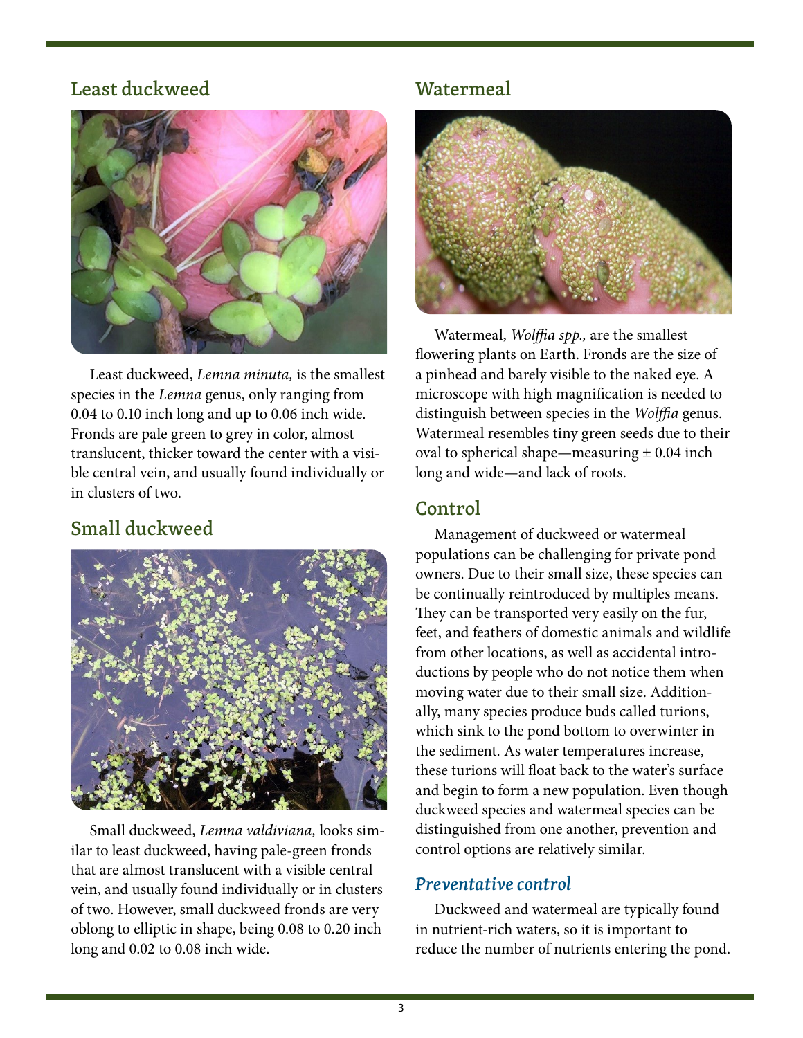## Least duckweed

Least duckweed, *Lemna minuta,* is the smallest species in the *Lemna* genus, only ranging from 0.04 to 0.10 inch long and up to 0.06 inch wide. Fronds are pale green to grey in color, almost translucent, thicker toward the center with a visible central vein, and usually found individually or in clusters of two.

## Small duckweed

Small duckweed, *Lemna valdiviana,* looks similar to least duckweed, having pale-green fronds that are almost translucent with a visible central vein, and usually found individually or in clusters of two. However, small duckweed fronds are very oblong to elliptic in shape, being 0.08 to 0.20 inch long and 0.02 to 0.08 inch wide.

## Watermeal

Watermeal, *Wolffia spp.,* are the smallest flowering plants on Earth. Fronds are the size of a pinhead and barely visible to the naked eye. A microscope with high magnification is needed to distinguish between species in the *Wolffia* genus. Watermeal resembles tiny green seeds due to their oval to spherical shape—measuring ± 0.04 inch long and wide—and lack of roots.

## Control

Management of duckweed or watermeal populations can be challenging for private pond owners. Due to their small size, these species can be continually reintroduced by multiples means. They can be transported very easily on the fur, feet, and feathers of domestic animals and wildlife from other locations, as well as accidental introductions by people who do not notice them when moving water due to their small size. Additionally, many species produce buds called turions, which sink to the pond bottom to overwinter in the sediment. As water temperatures increase, these turions will float back to the water's surface and begin to form a new population. Even though duckweed species and watermeal species can be distinguished from one another, prevention and control options are relatively similar.

### *Preventative control*

Duckweed and watermeal are typically found in nutrient-rich waters, so it is important to reduce the number of nutrients entering the pond.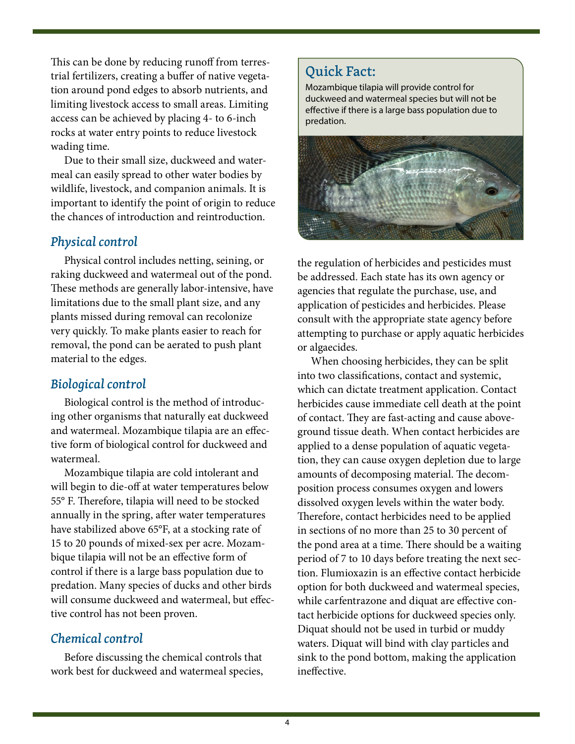This can be done by reducing runoff from terrestrial fertilizers, creating a buffer of native vegetation around pond edges to absorb nutrients, and limiting livestock access to small areas. Limiting access can be achieved by placing 4- to 6-inch rocks at water entry points to reduce livestock wading time.

Due to their small size, duckweed and watermeal can easily spread to other water bodies by wildlife, livestock, and companion animals. It is important to identify the point of origin to reduce the chances of introduction and reintroduction.

## *Physical control*

Physical control includes netting, seining, or raking duckweed and watermeal out of the pond. These methods are generally labor-intensive, have limitations due to the small plant size, and any plants missed during removal can recolonize very quickly. To make plants easier to reach for removal, the pond can be aerated to push plant material to the edges.

## *Biological control*

Biological control is the method of introducing other organisms that naturally eat duckweed and watermeal. Mozambique tilapia are an effective form of biological control for duckweed and watermeal.

Mozambique tilapia are cold intolerant and will begin to die-off at water temperatures below 55° F. Therefore, tilapia will need to be stocked annually in the spring, after water temperatures have stabilized above 65°F, at a stocking rate of 15 to 20 pounds of mixed-sex per acre. Mozambique tilapia will not be an effective form of control if there is a large bass population due to predation. Many species of ducks and other birds will consume duckweed and watermeal, but effective control has not been proven.

> **Quick Fact:**
> Mozambique tilapia will provide control for duckweed and watermeal species but will not be effective if there is a large bass population due to predation.

## *Chemical control*

Before discussing the chemical controls that work best for duckweed and watermeal species, the regulation of herbicides and pesticides must be addressed. Each state has its own agency or agencies that regulate the purchase, use, and application of pesticides and herbicides. Please consult with the appropriate state agency before attempting to purchase or apply aquatic herbicides or algaecides.

When choosing herbicides, they can be split into two classifications, contact and systemic, which can dictate treatment application. Contact herbicides cause immediate cell death at the point of contact. They are fast-acting and cause above-ground tissue death. When contact herbicides are applied to a dense population of aquatic vegetation, they can cause oxygen depletion due to large amounts of decomposing material. The decomposition process consumes oxygen and lowers dissolved oxygen levels within the water body. Therefore, contact herbicides need to be applied in sections of no more than 25 to 30 percent of the pond area at a time. There should be a waiting period of 7 to 10 days before treating the next section. Flumioxazin is an effective contact herbicide option for both duckweed and watermeal species, while carfentrazone and diquat are effective contact herbicide options for duckweed species only. Diquat should not be used in turbid or muddy waters. Diquat will bind with clay particles and sink to the pond bottom, making the application ineffective.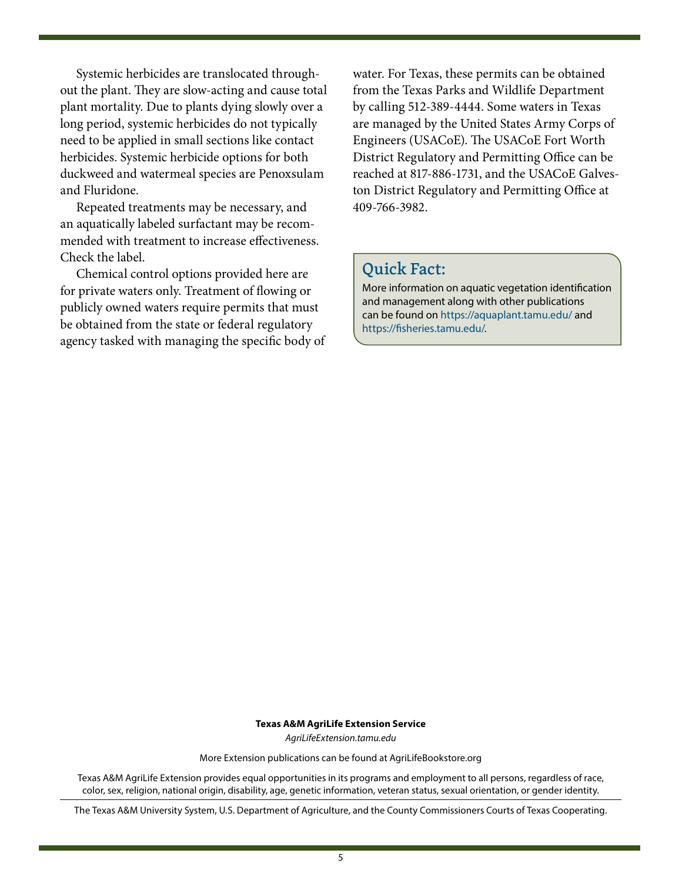Systemic herbicides are translocated throughout the plant. They are slow-acting and cause total plant mortality. Due to plants dying slowly over a long period, systemic herbicides do not typically need to be applied in small sections like contact herbicides. Systemic herbicide options for both duckweed and watermeal species are Penoxsulam and Fluridone.

Repeated treatments may be necessary, and an aquatically labeled surfactant may be recommended with treatment to increase effectiveness. Check the label.

Chemical control options provided here are for private waters only. Treatment of flowing or publicly owned waters require permits that must be obtained from the state or federal regulatory agency tasked with managing the specific body of water. For Texas, these permits can be obtained from the Texas Parks and Wildlife Department by calling 512-389-4444. Some waters in Texas are managed by the United States Army Corps of Engineers (USACoE). The USACoE Fort Worth District Regulatory and Permitting Office can be reached at 817-886-1731, and the USACoE Galveston District Regulatory and Permitting Office at 409-766-3982.

## Quick Fact:

More information on aquatic vegetation identification and management along with other publications can be found on https://aquaplant.tamu.edu/ and https://fisheries.tamu.edu/.

**Texas A&M AgriLife Extension Service**

*AgriLifeExtension.tamu.edu*

More Extension publications can be found at AgriLifeBookstore.org

Texas A&M AgriLife Extension provides equal opportunities in its programs and employment to all persons, regardless of race, color, sex, religion, national origin, disability, age, genetic information, veteran status, sexual orientation, or gender identity.

The Texas A&M University System, U.S. Department of Agriculture, and the County Commissioners Courts of Texas Cooperating.